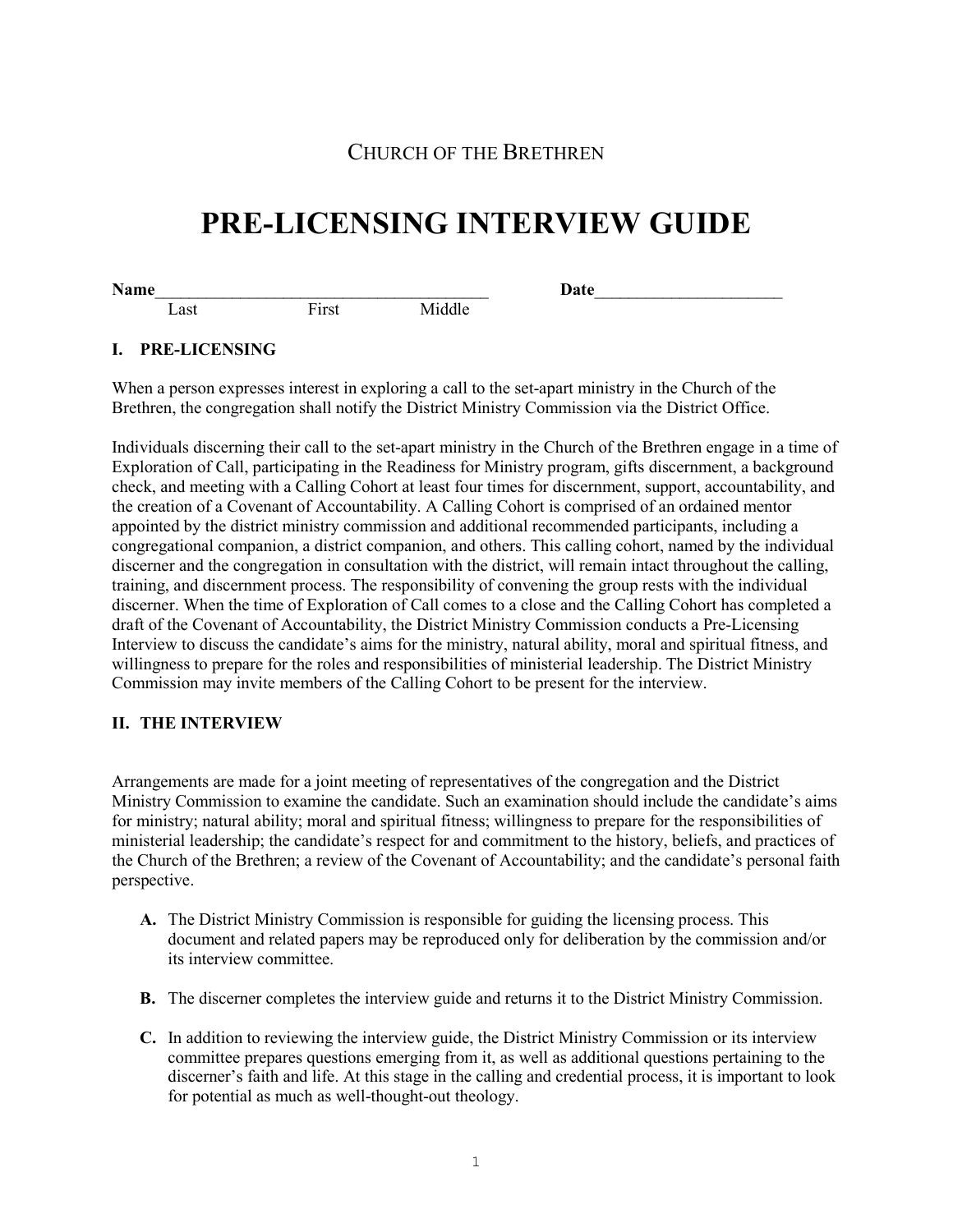CHURCH OF THE BRETHREN

# PRE-LICENSING INTERVIEW GUIDE

**Name**_______________________________________ **Date**______________________
Last First Middle

## I. PRE-LICENSING

When a person expresses interest in exploring a call to the set-apart ministry in the Church of the Brethren, the congregation shall notify the District Ministry Commission via the District Office.

Individuals discerning their call to the set-apart ministry in the Church of the Brethren engage in a time of Exploration of Call, participating in the Readiness for Ministry program, gifts discernment, a background check, and meeting with a Calling Cohort at least four times for discernment, support, accountability, and the creation of a Covenant of Accountability. A Calling Cohort is comprised of an ordained mentor appointed by the district ministry commission and additional recommended participants, including a congregational companion, a district companion, and others. This calling cohort, named by the individual discerner and the congregation in consultation with the district, will remain intact throughout the calling, training, and discernment process. The responsibility of convening the group rests with the individual discerner. When the time of Exploration of Call comes to a close and the Calling Cohort has completed a draft of the Covenant of Accountability, the District Ministry Commission conducts a Pre-Licensing Interview to discuss the candidate's aims for the ministry, natural ability, moral and spiritual fitness, and willingness to prepare for the roles and responsibilities of ministerial leadership. The District Ministry Commission may invite members of the Calling Cohort to be present for the interview.

## II. THE INTERVIEW

Arrangements are made for a joint meeting of representatives of the congregation and the District Ministry Commission to examine the candidate. Such an examination should include the candidate's aims for ministry; natural ability; moral and spiritual fitness; willingness to prepare for the responsibilities of ministerial leadership; the candidate's respect for and commitment to the history, beliefs, and practices of the Church of the Brethren; a review of the Covenant of Accountability; and the candidate's personal faith perspective.

**A.** The District Ministry Commission is responsible for guiding the licensing process. This document and related papers may be reproduced only for deliberation by the commission and/or its interview committee.

**B.** The discerner completes the interview guide and returns it to the District Ministry Commission.

**C.** In addition to reviewing the interview guide, the District Ministry Commission or its interview committee prepares questions emerging from it, as well as additional questions pertaining to the discerner's faith and life. At this stage in the calling and credential process, it is important to look for potential as much as well-thought-out theology.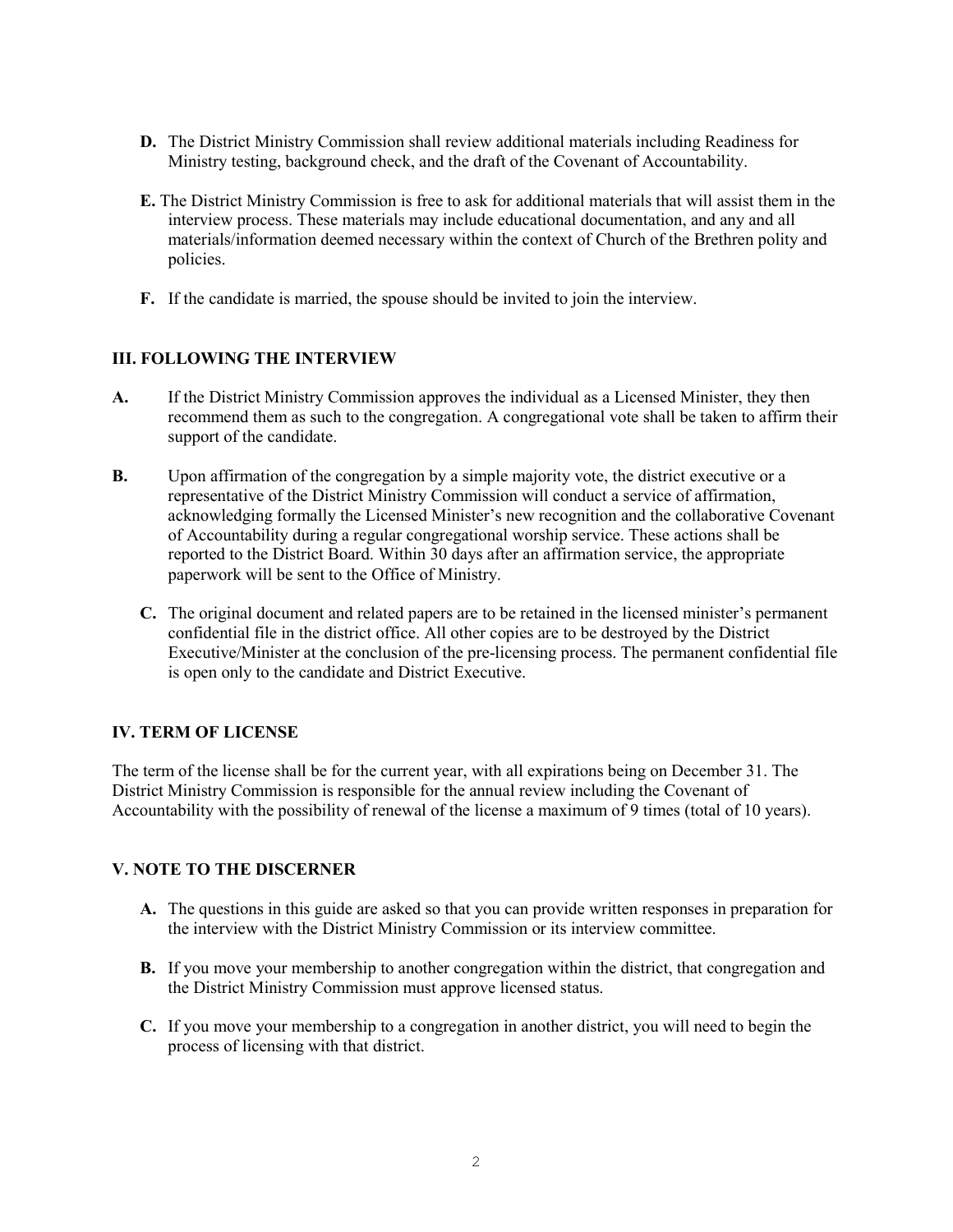**D.** The District Ministry Commission shall review additional materials including Readiness for Ministry testing, background check, and the draft of the Covenant of Accountability.

**E.** The District Ministry Commission is free to ask for additional materials that will assist them in the interview process. These materials may include educational documentation, and any and all materials/information deemed necessary within the context of Church of the Brethren polity and policies.

**F.** If the candidate is married, the spouse should be invited to join the interview.

## III. FOLLOWING THE INTERVIEW

**A.** If the District Ministry Commission approves the individual as a Licensed Minister, they then recommend them as such to the congregation. A congregational vote shall be taken to affirm their support of the candidate.

**B.** Upon affirmation of the congregation by a simple majority vote, the district executive or a representative of the District Ministry Commission will conduct a service of affirmation, acknowledging formally the Licensed Minister's new recognition and the collaborative Covenant of Accountability during a regular congregational worship service. These actions shall be reported to the District Board. Within 30 days after an affirmation service, the appropriate paperwork will be sent to the Office of Ministry.

**C.** The original document and related papers are to be retained in the licensed minister's permanent confidential file in the district office. All other copies are to be destroyed by the District Executive/Minister at the conclusion of the pre-licensing process. The permanent confidential file is open only to the candidate and District Executive.

## IV. TERM OF LICENSE

The term of the license shall be for the current year, with all expirations being on December 31. The District Ministry Commission is responsible for the annual review including the Covenant of Accountability with the possibility of renewal of the license a maximum of 9 times (total of 10 years).

## V. NOTE TO THE DISCERNER

**A.** The questions in this guide are asked so that you can provide written responses in preparation for the interview with the District Ministry Commission or its interview committee.

**B.** If you move your membership to another congregation within the district, that congregation and the District Ministry Commission must approve licensed status.

**C.** If you move your membership to a congregation in another district, you will need to begin the process of licensing with that district.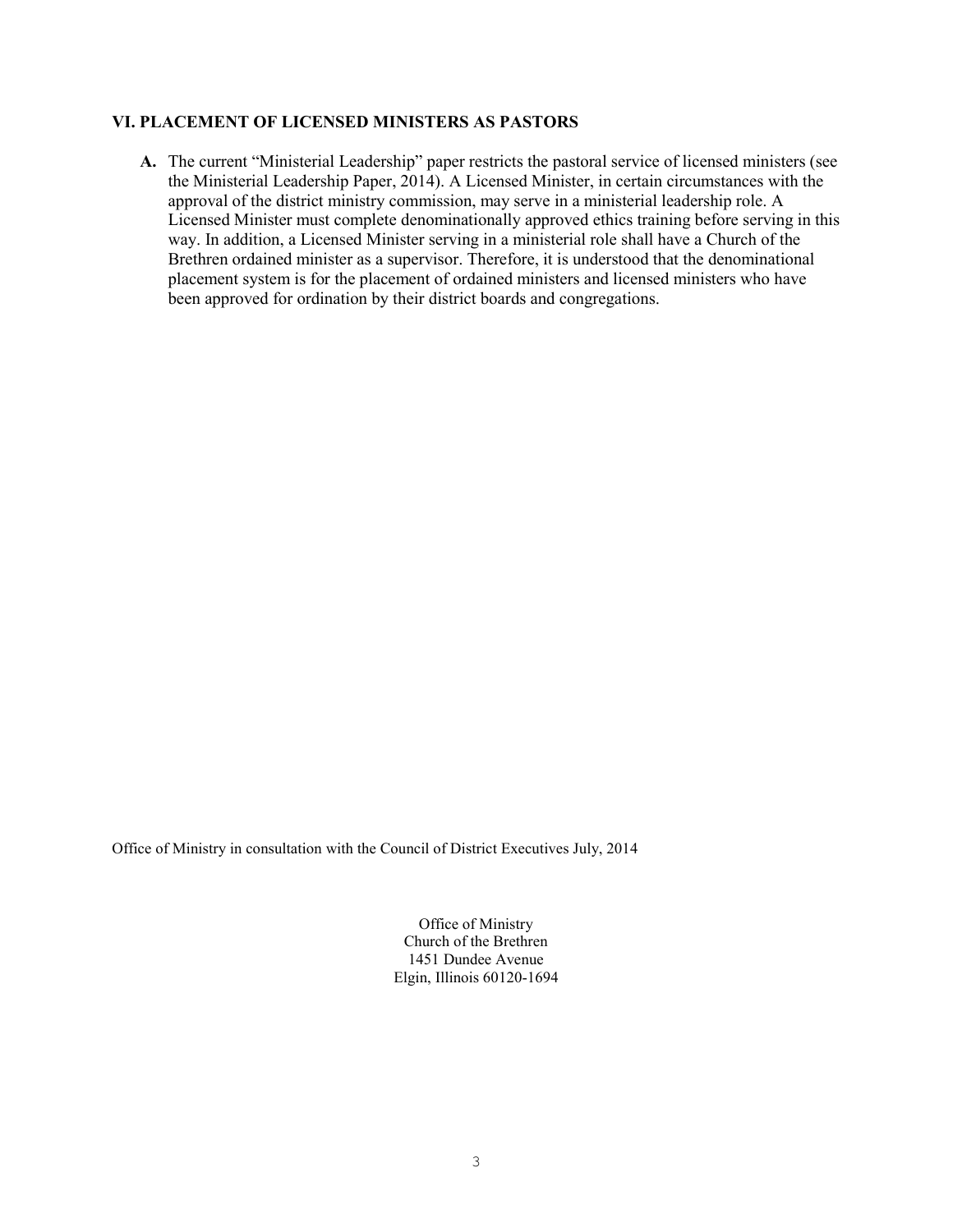### VI. PLACEMENT OF LICENSED MINISTERS AS PASTORS

**A.** The current "Ministerial Leadership" paper restricts the pastoral service of licensed ministers (see the Ministerial Leadership Paper, 2014). A Licensed Minister, in certain circumstances with the approval of the district ministry commission, may serve in a ministerial leadership role. A Licensed Minister must complete denominationally approved ethics training before serving in this way. In addition, a Licensed Minister serving in a ministerial role shall have a Church of the Brethren ordained minister as a supervisor. Therefore, it is understood that the denominational placement system is for the placement of ordained ministers and licensed ministers who have been approved for ordination by their district boards and congregations.

Office of Ministry in consultation with the Council of District Executives July, 2014

Office of Ministry
Church of the Brethren
1451 Dundee Avenue
Elgin, Illinois 60120-1694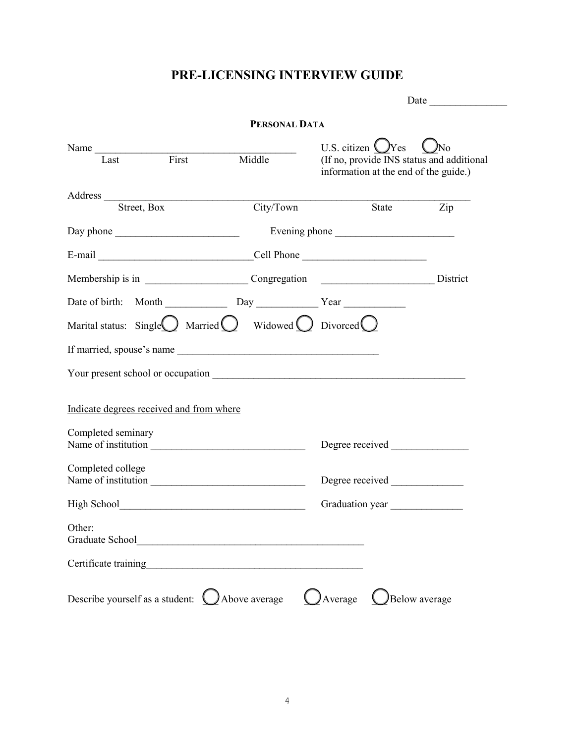# PRE-LICENSING INTERVIEW GUIDE

Date _______________

## PERSONAL DATA

Name _______________________________________
Last First Middle

U.S. citizen ◯ Yes ◯ No
(If no, provide INS status and additional information at the end of the guide.)

Address ____________________________________________________________________
Street, Box City/Town State Zip

Day phone ________________________ Evening phone _______________________

E-mail ______________________________ Cell Phone ________________________

Membership is in ____________________ Congregation ______________________ District

Date of birth: Month ____________ Day ____________ Year ____________

Marital status: Single ◯ Married ◯ Widowed ◯ Divorced ◯

If married, spouse's name ______________________________________

Your present school or occupation _________________________________________________

Indicate degrees received and from where

Completed seminary
Name of institution ______________________________ Degree received _______________

Completed college
Name of institution ______________________________ Degree received ______________

High School___________________________________ Graduation year ______________

Other:
Graduate School____________________________________________

Certificate training__________________________________________

Describe yourself as a student: ◯ Above average ◯ Average ◯ Below average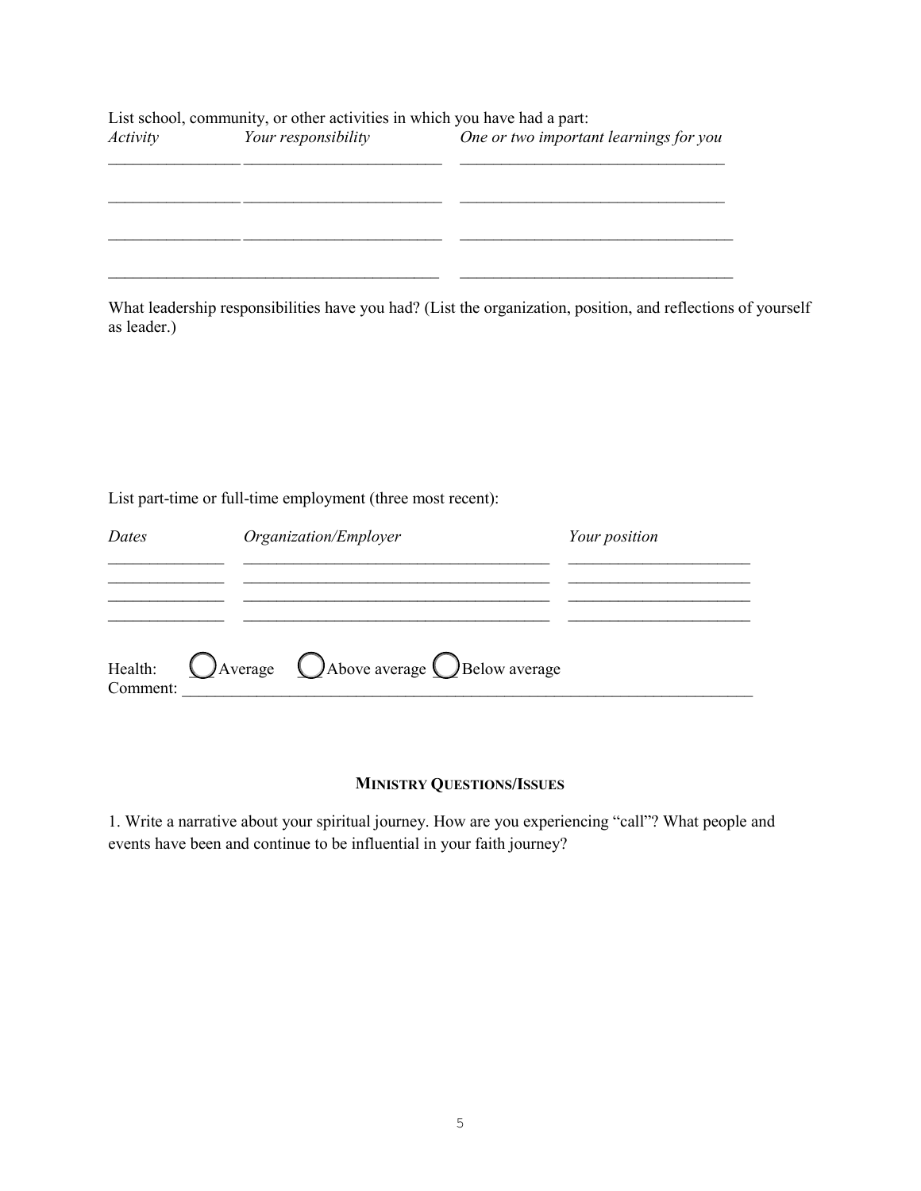List school, community, or other activities in which you have had a part:

| *Activity* | *Your responsibility* | *One or two important learnings for you* |
| --- | --- | --- |
| | | |
| | | |
| | | |
| | | |

What leadership responsibilities have you had? (List the organization, position, and reflections of yourself as leader.)

List part-time or full-time employment (three most recent):

| *Dates* | *Organization/Employer* | *Your position* |
| --- | --- | --- |
| | | |
| | | |
| | | |
| | | |

Health: ◯ Average ◯ Above average ◯ Below average

Comment: \_\_\_\_\_\_\_\_\_\_\_\_\_\_\_\_\_\_\_\_\_\_\_\_\_\_\_\_\_\_\_\_\_\_\_\_\_\_\_\_

## MINISTRY QUESTIONS/ISSUES

1. Write a narrative about your spiritual journey. How are you experiencing "call"? What people and events have been and continue to be influential in your faith journey?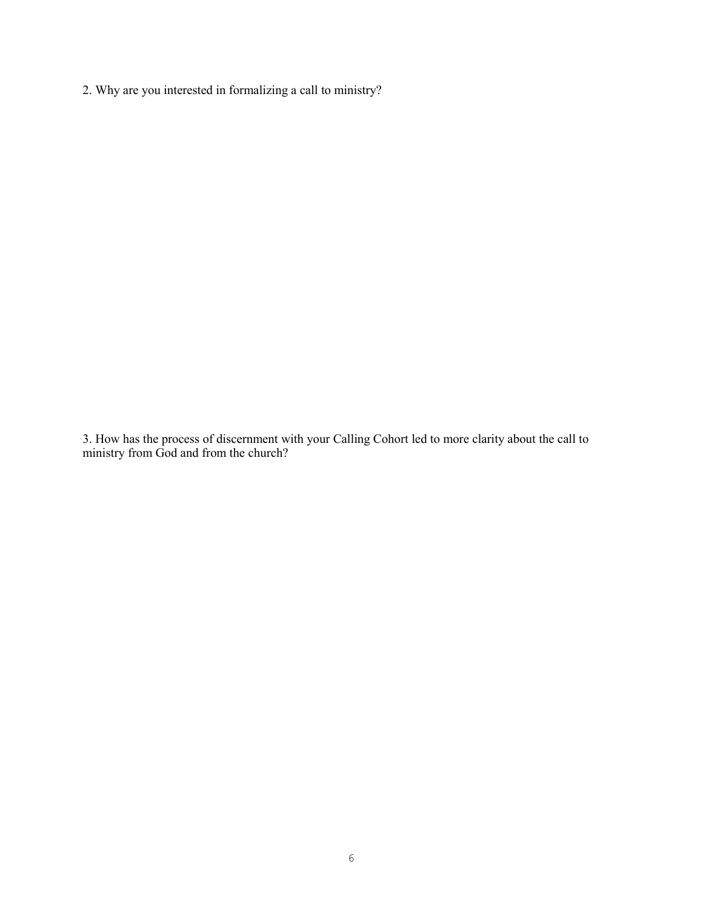2. Why are you interested in formalizing a call to ministry?

3. How has the process of discernment with your Calling Cohort led to more clarity about the call to ministry from God and from the church?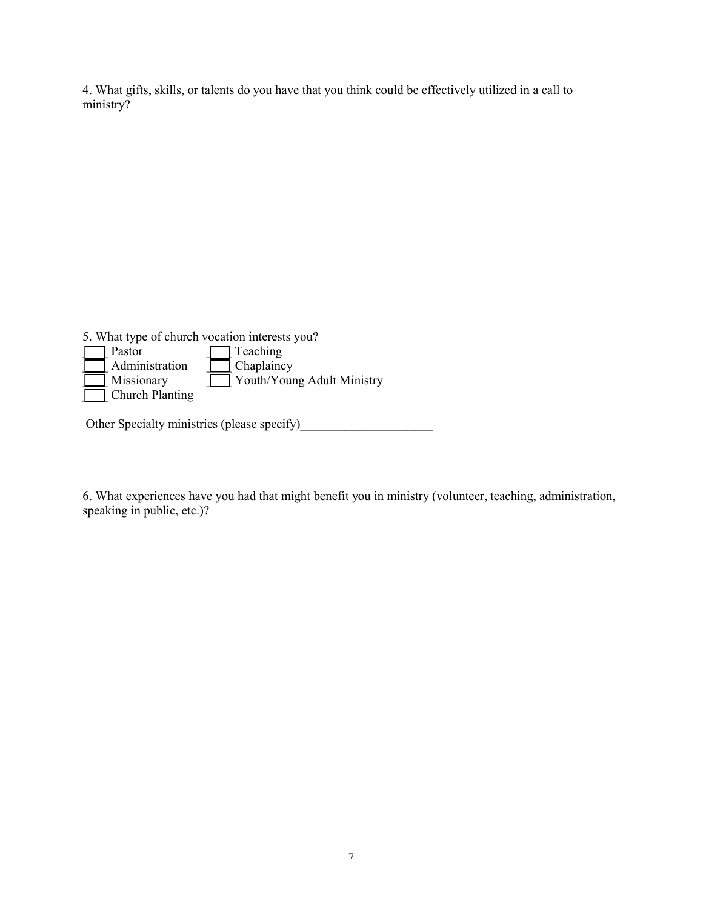4. What gifts, skills, or talents do you have that you think could be effectively utilized in a call to ministry?

5. What type of church vocation interests you?

- [ ] Pastor
- [ ] Administration
- [ ] Missionary
- [ ] Church Planting
- [ ] Teaching
- [ ] Chaplaincy
- [ ] Youth/Young Adult Ministry

Other Specialty ministries (please specify)_____________________

6. What experiences have you had that might benefit you in ministry (volunteer, teaching, administration, speaking in public, etc.)?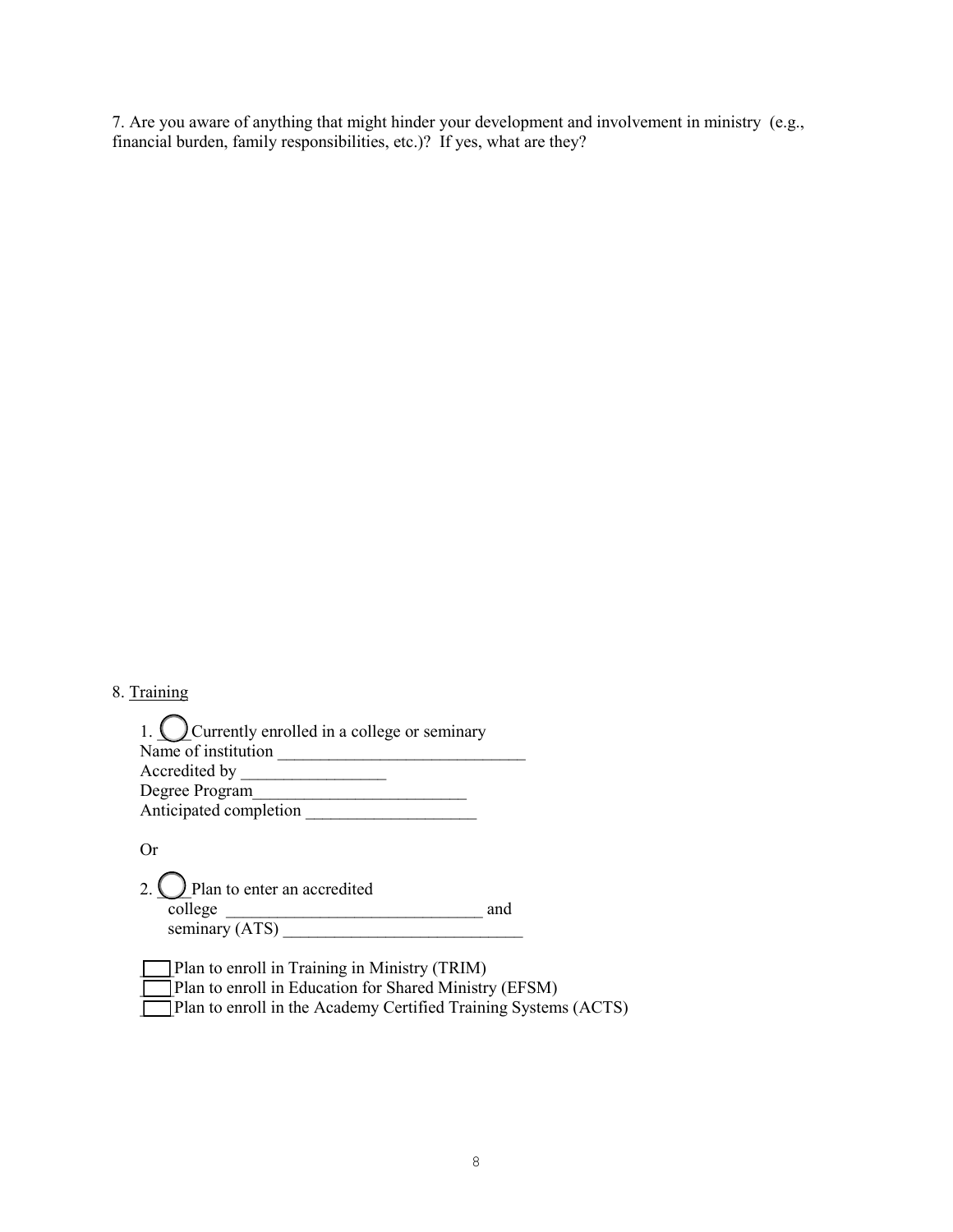7. Are you aware of anything that might hinder your development and involvement in ministry (e.g., financial burden, family responsibilities, etc.)? If yes, what are they?

8. <u>Training</u>

1. ◯ Currently enrolled in a college or seminary
Name of institution _____________________________
Accredited by _________________
Degree Program_________________________
Anticipated completion ____________________

Or

2. ◯ Plan to enter an accredited
college ______________________________ and
seminary (ATS) ____________________________

☐ Plan to enroll in Training in Ministry (TRIM)
☐ Plan to enroll in Education for Shared Ministry (EFSM)
☐ Plan to enroll in the Academy Certified Training Systems (ACTS)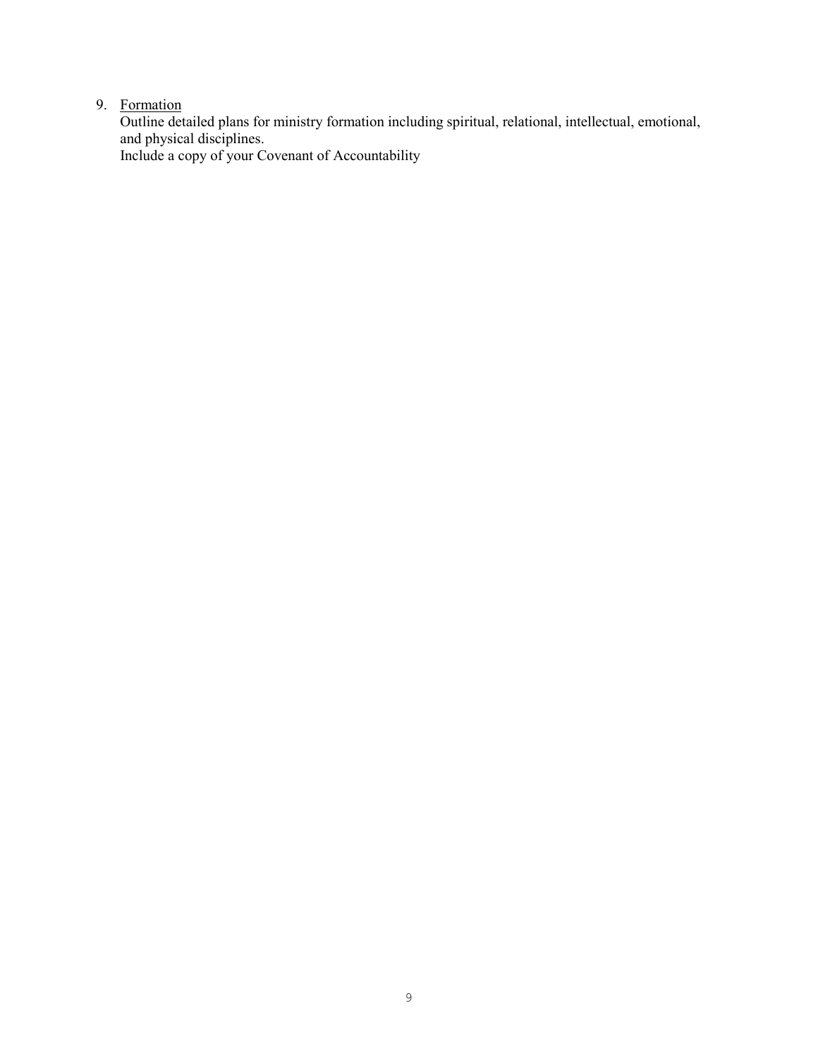9. Formation

   Outline detailed plans for ministry formation including spiritual, relational, intellectual, emotional, and physical disciplines.

   Include a copy of your Covenant of Accountability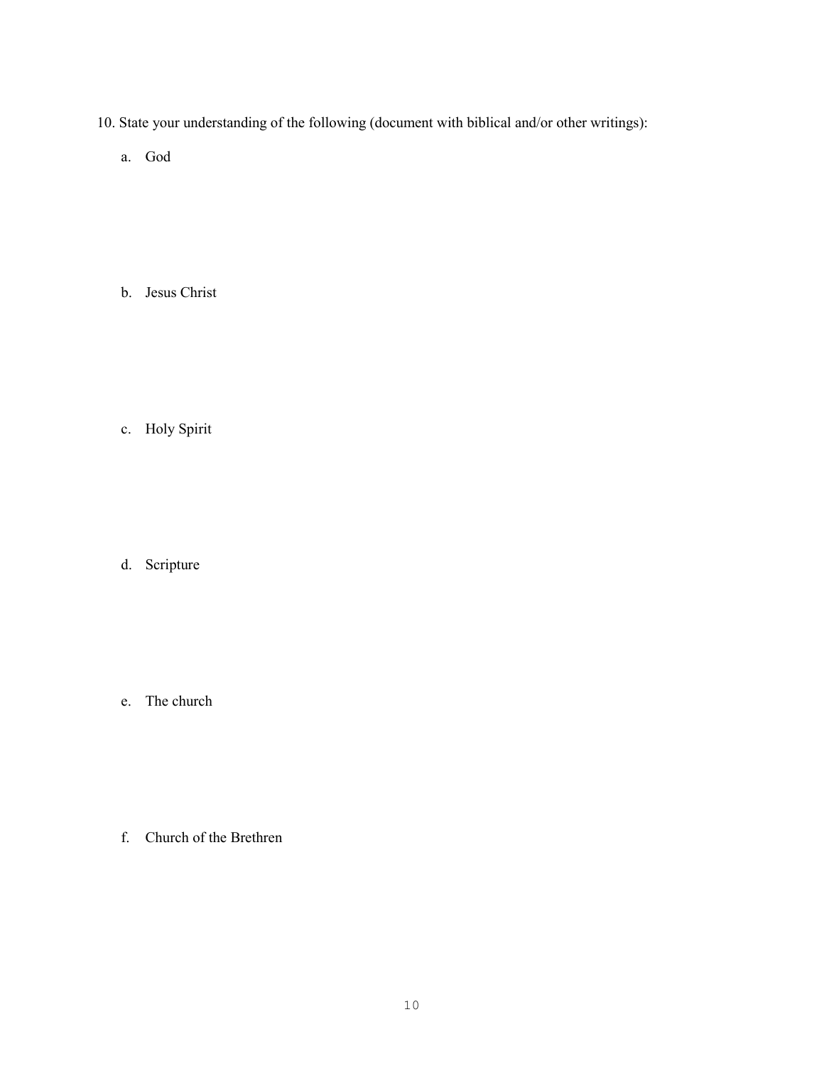10. State your understanding of the following (document with biblical and/or other writings):

   a. God

   b. Jesus Christ

   c. Holy Spirit

   d. Scripture

   e. The church

   f. Church of the Brethren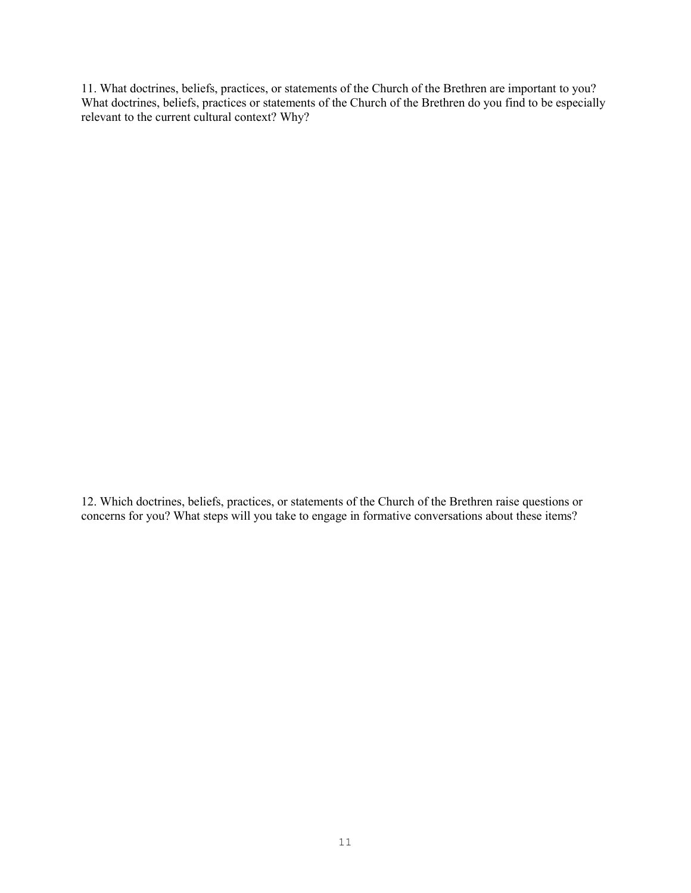11. What doctrines, beliefs, practices, or statements of the Church of the Brethren are important to you? What doctrines, beliefs, practices or statements of the Church of the Brethren do you find to be especially relevant to the current cultural context? Why?

12. Which doctrines, beliefs, practices, or statements of the Church of the Brethren raise questions or concerns for you? What steps will you take to engage in formative conversations about these items?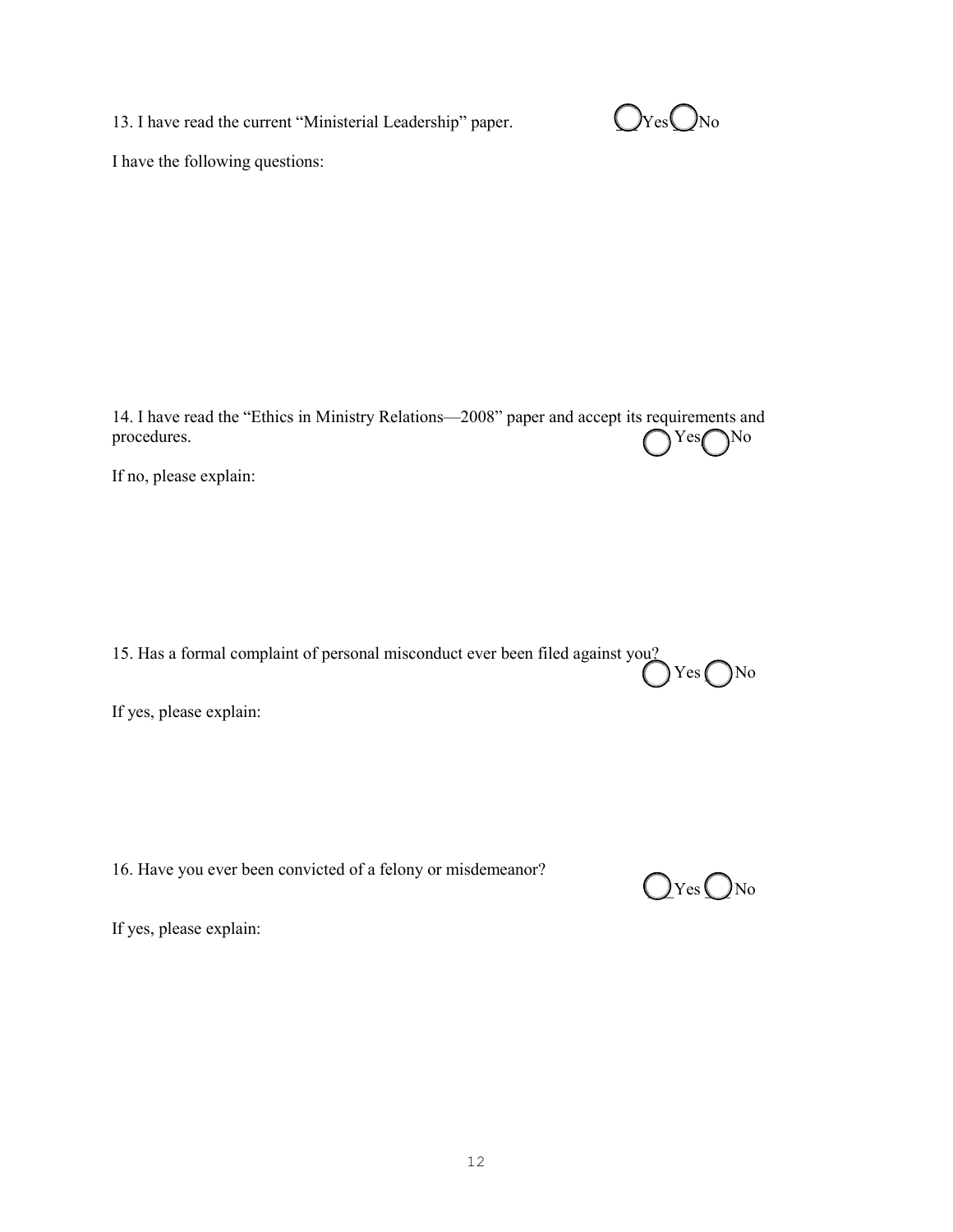13. I have read the current “Ministerial Leadership” paper. ◯ Yes ◯ No

I have the following questions:

14. I have read the “Ethics in Ministry Relations—2008” paper and accept its requirements and procedures. ◯ Yes ◯ No

If no, please explain:

15. Has a formal complaint of personal misconduct ever been filed against you? ◯ Yes ◯ No

If yes, please explain:

16. Have you ever been convicted of a felony or misdemeanor? ◯ Yes ◯ No

If yes, please explain: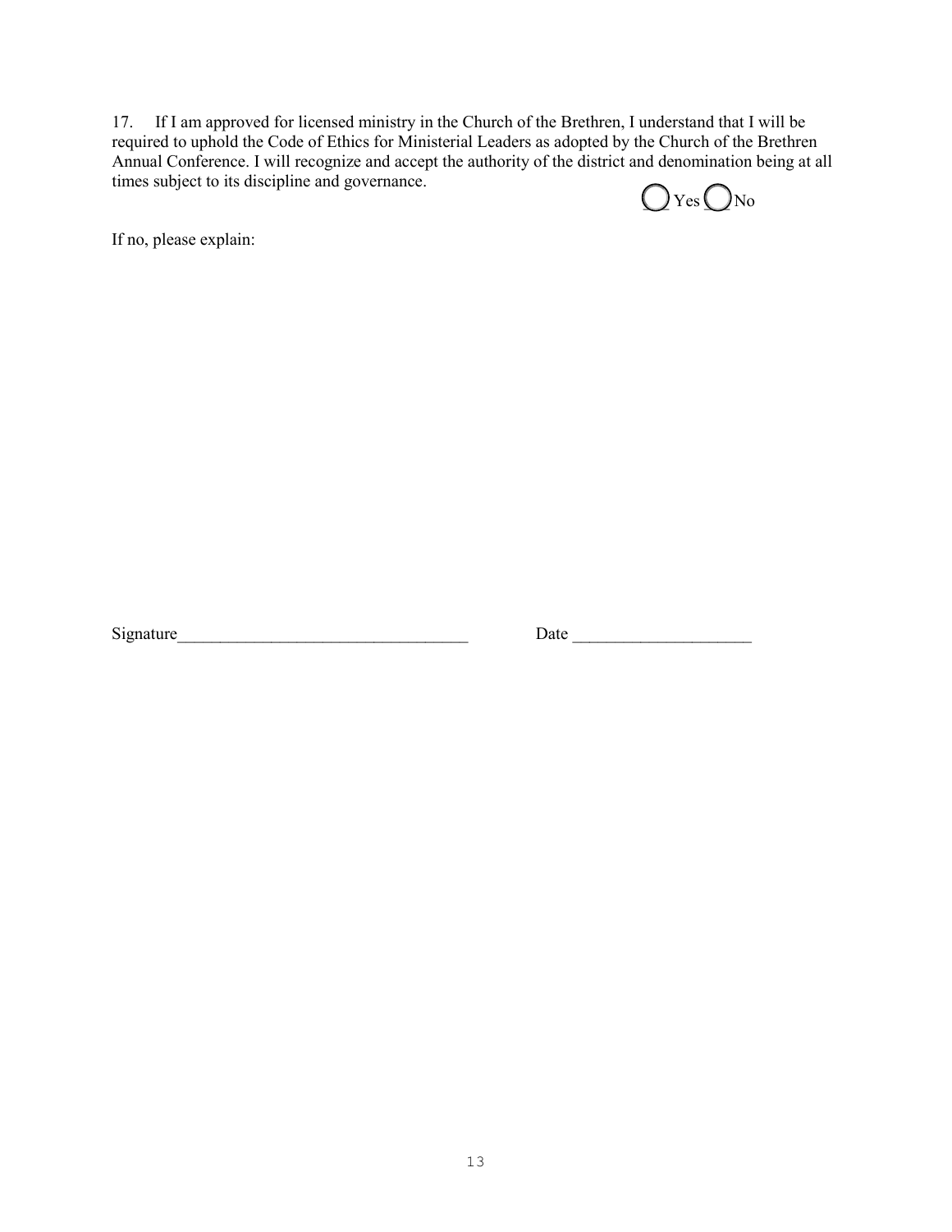17. If I am approved for licensed ministry in the Church of the Brethren, I understand that I will be required to uphold the Code of Ethics for Ministerial Leaders as adopted by the Church of the Brethren Annual Conference. I will recognize and accept the authority of the district and denomination being at all times subject to its discipline and governance.

◯ Yes ◯ No

If no, please explain:

Signature__________________________________ Date ____________________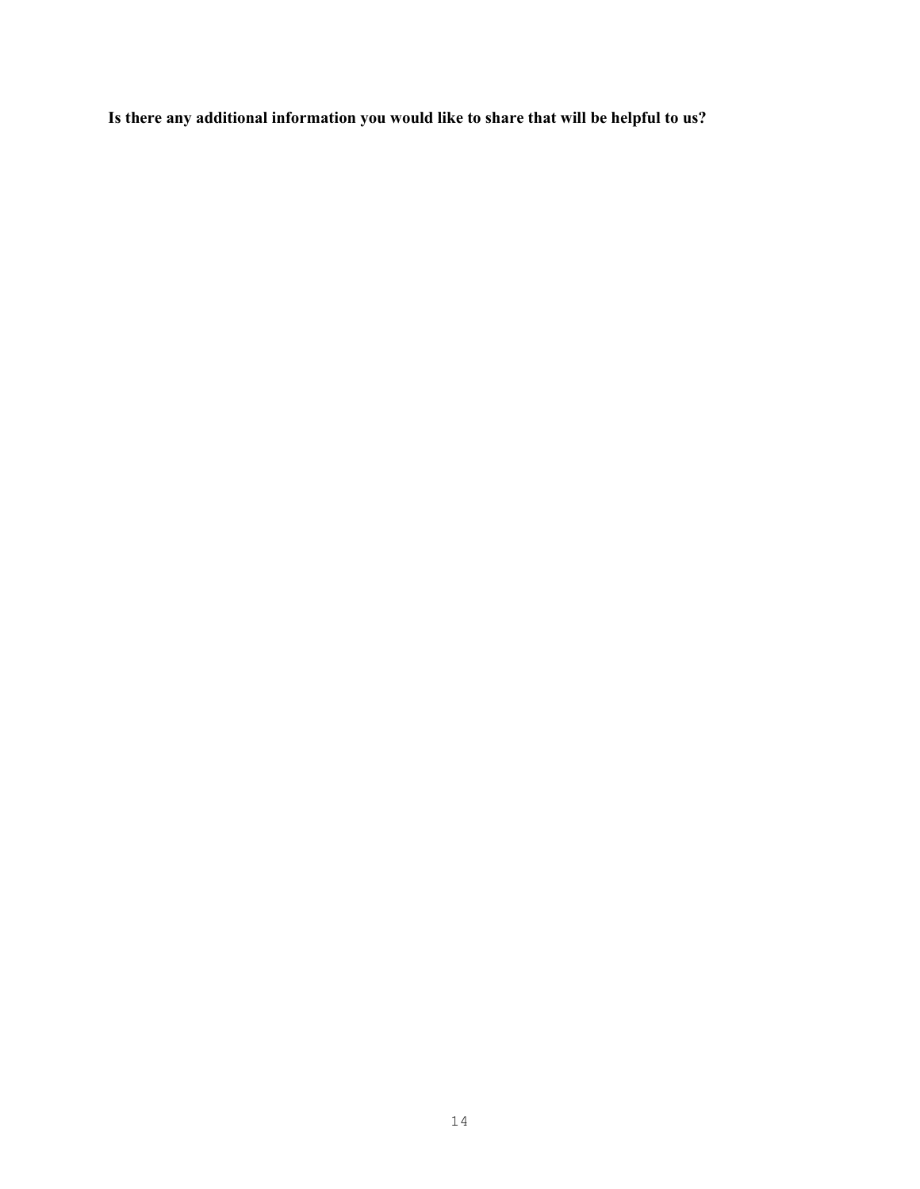**Is there any additional information you would like to share that will be helpful to us?**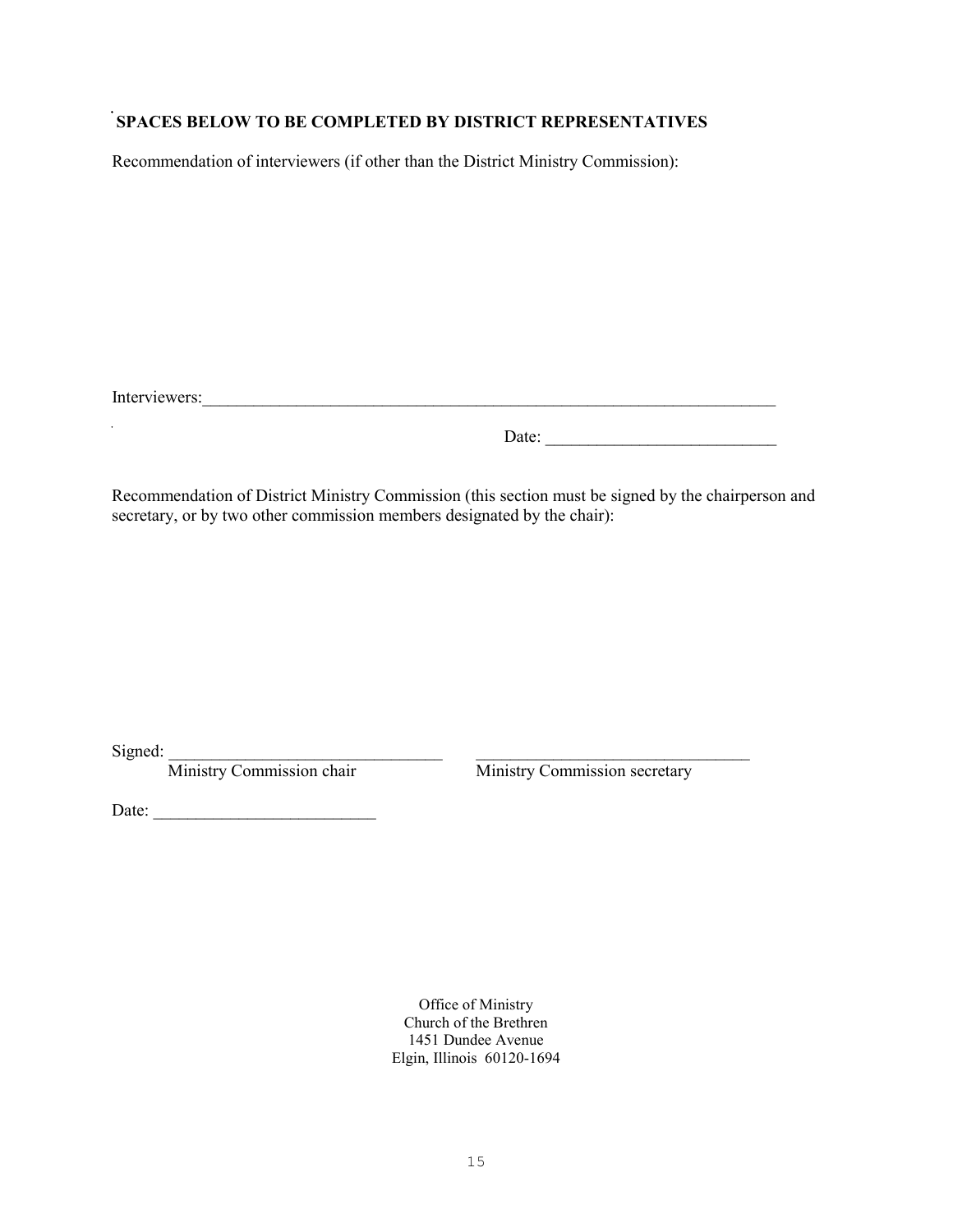**SPACES BELOW TO BE COMPLETED BY DISTRICT REPRESENTATIVES**

Recommendation of interviewers (if other than the District Ministry Commission):

Interviewers:_______________________________________________________________________

Date: ___________________________

Recommendation of District Ministry Commission (this section must be signed by the chairperson and secretary, or by two other commission members designated by the chair):

Signed: ________________________________ ________________________________

Ministry Commission chair Ministry Commission secretary

Date: __________________________

Office of Ministry
Church of the Brethren
1451 Dundee Avenue
Elgin, Illinois 60120-1694